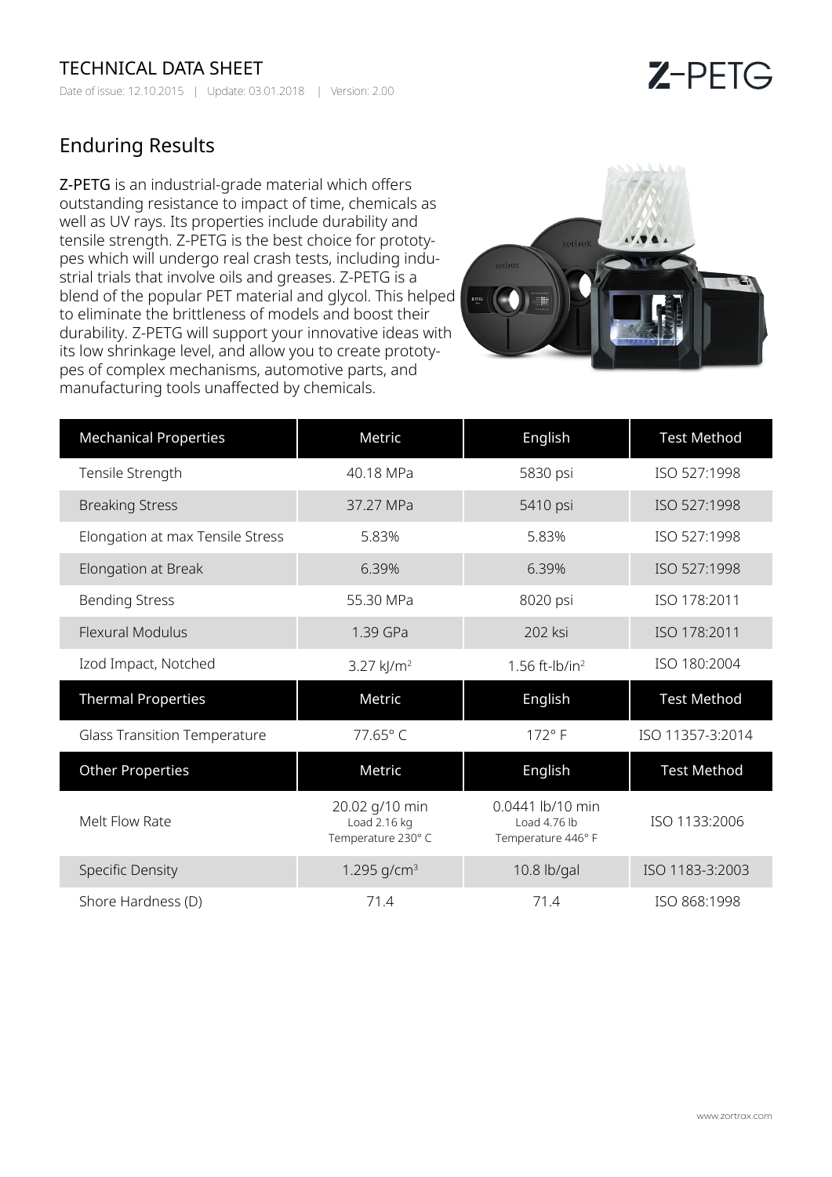# TECHNICAL DATA SHEET

Date of issue: 12.10.2015 | Update: 03.01.2018 | Version: 2.00

Z-PETG

## Enduring Results

**Z-PETG** is an industrial-grade material which offers outstanding resistance to impact of time, chemicals as well as UV rays. Its properties include durability and tensile strength. Z-PETG is the best choice for prototypes which will undergo real crash tests, including industrial trials that involve oils and greases. Z-PETG is a blend of the popular PET material and glycol. This helped to eliminate the brittleness of models and boost their durability. Z-PETG will support your innovative ideas with its low shrinkage level, and allow you to create prototypes of complex mechanisms, automotive parts, and manufacturing tools unaffected by chemicals.

| Mechanical Properties | Metric | English | Test Method |
|---|---|---|---|
| Tensile Strength | 40.18 MPa | 5830 psi | ISO 527:1998 |
| Breaking Stress | 37.27 MPa | 5410 psi | ISO 527:1998 |
| Elongation at max Tensile Stress | 5.83% | 5.83% | ISO 527:1998 |
| Elongation at Break | 6.39% | 6.39% | ISO 527:1998 |
| Bending Stress | 55.30 MPa | 8020 psi | ISO 178:2011 |
| Flexural Modulus | 1.39 GPa | 202 ksi | ISO 178:2011 |
| Izod Impact, Notched | 3.27 kJ/m$^2$ | 1.56 ft-lb/in$^2$ | ISO 180:2004 |
| **Thermal Properties** | **Metric** | **English** | **Test Method** |
| Glass Transition Temperature | 77.65° C | 172° F | ISO 11357-3:2014 |
| **Other Properties** | **Metric** | **English** | **Test Method** |
| Melt Flow Rate | 20.02 g/10 min<br>Load 2.16 kg<br>Temperature 230° C | 0.0441 lb/10 min<br>Load 4.76 lb<br>Temperature 446° F | ISO 1133:2006 |
| Specific Density | 1.295 g/cm$^3$ | 10.8 lb/gal | ISO 1183-3:2003 |
| Shore Hardness (D) | 71.4 | 71.4 | ISO 868:1998 |

www.zortrax.com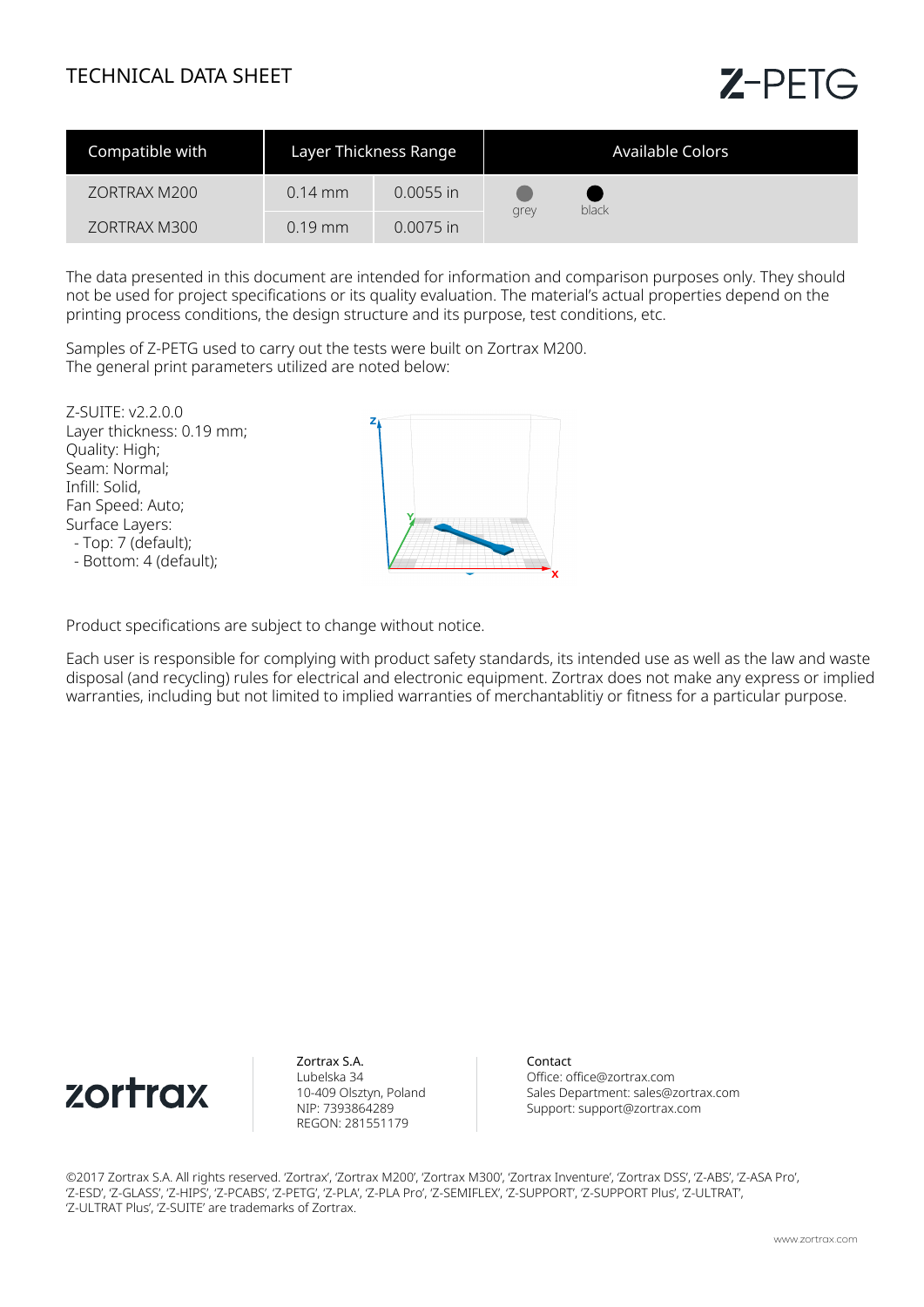# TECHNICAL DATA SHEET

## Z-PETG

| Compatible with | Layer Thickness Range | | Available Colors |
|---|---|---|---|
| ZORTRAX M200 | 0.14 mm | 0.0055 in | grey, black |
| ZORTRAX M300 | 0.19 mm | 0.0075 in | |

The data presented in this document are intended for information and comparison purposes only. They should not be used for project specifications or its quality evaluation. The material's actual properties depend on the printing process conditions, the design structure and its purpose, test conditions, etc.

Samples of Z-PETG used to carry out the tests were built on Zortrax M200.
The general print parameters utilized are noted below:

Z-SUITE: v2.2.0.0
Layer thickness: 0.19 mm;
Quality: High;
Seam: Normal;
Infill: Solid,
Fan Speed: Auto;
Surface Layers:
- Top: 7 (default);
- Bottom: 4 (default);

Z
Y
X

Product specifications are subject to change without notice.

Each user is responsible for complying with product safety standards, its intended use as well as the law and waste disposal (and recycling) rules for electrical and electronic equipment. Zortrax does not make any express or implied warranties, including but not limited to implied warranties of merchantablitiy or fitness for a particular purpose.

zortrax

Zortrax S.A.
Lubelska 34
10-409 Olsztyn, Poland
NIP: 7393864289
REGON: 281551179

Contact
Office: office@zortrax.com
Sales Department: sales@zortrax.com
Support: support@zortrax.com

©2017 Zortrax S.A. All rights reserved. 'Zortrax', 'Zortrax M200', 'Zortrax M300', 'Zortrax Inventure', 'Zortrax DSS', 'Z-ABS', 'Z-ASA Pro', 'Z-ESD', 'Z-GLASS', 'Z-HIPS', 'Z-PCABS', 'Z-PETG', 'Z-PLA', 'Z-PLA Pro', 'Z-SEMIFLEX', 'Z-SUPPORT', 'Z-SUPPORT Plus', 'Z-ULTRAT', 'Z-ULTRAT Plus', 'Z-SUITE' are trademarks of Zortrax.

www.zortrax.com